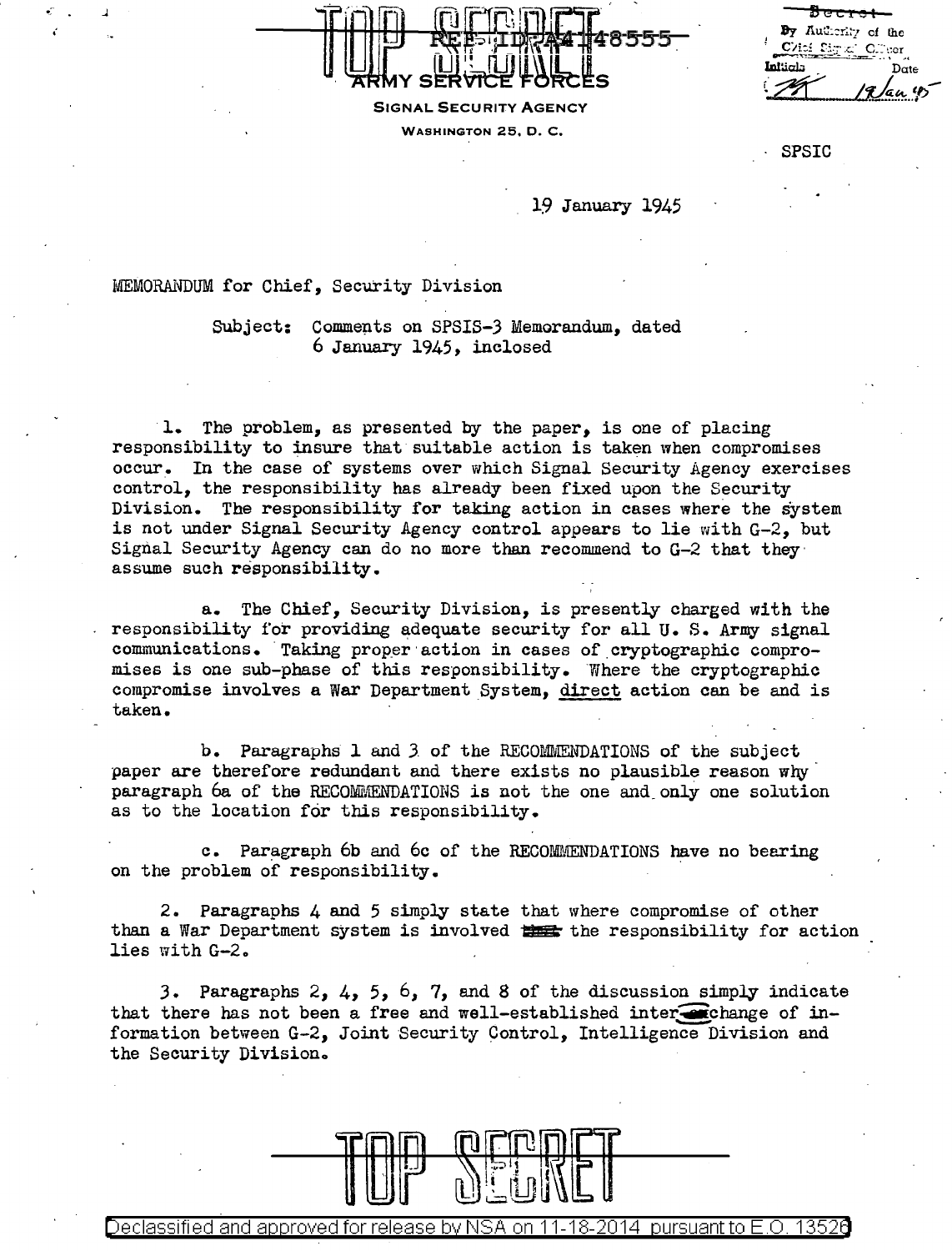TOP SECRET

REF ID:A4148555

ARMY SERVICE FORCES
SIGNAL SECURITY AGENCY
WASHINGTON 25, D. C.

~~Secret~~
By Authority of the
Chief Signal Officer
Initials Date
19 Jan 45

SPSIC

19 January 1945

MEMORANDUM for Chief, Security Division

Subject: Comments on SPSIS-3 Memorandum, dated 6 January 1945, inclosed

1. The problem, as presented by the paper, is one of placing responsibility to insure that suitable action is taken when compromises occur. In the case of systems over which Signal Security Agency exercises control, the responsibility has already been fixed upon the Security Division. The responsibility for taking action in cases where the system is not under Signal Security Agency control appears to lie with G-2, but Signal Security Agency can do no more than recommend to G-2 that they assume such responsibility.

a. The Chief, Security Division, is presently charged with the responsibility for providing adequate security for all U. S. Army signal communications. Taking proper action in cases of cryptographic compromises is one sub-phase of this responsibility. Where the cryptographic compromise involves a War Department System, direct action can be and is taken.

b. Paragraphs 1 and 3 of the RECOMMENDATIONS of the subject paper are therefore redundant and there exists no plausible reason why paragraph 6a of the RECOMMENDATIONS is not the one and only one solution as to the location for this responsibility.

c. Paragraph 6b and 6c of the RECOMMENDATIONS have no bearing on the problem of responsibility.

2. Paragraphs 4 and 5 simply state that where compromise of other than a War Department system is involved ~~that~~ the responsibility for action lies with G-2.

3. Paragraphs 2, 4, 5, 6, 7, and 8 of the discussion simply indicate that there has not been a free and well-established interchange of information between G-2, Joint Security Control, Intelligence Division and the Security Division.

TOP SECRET

Declassified and approved for release by NSA on 11-18-2014 pursuant to E.O. 13526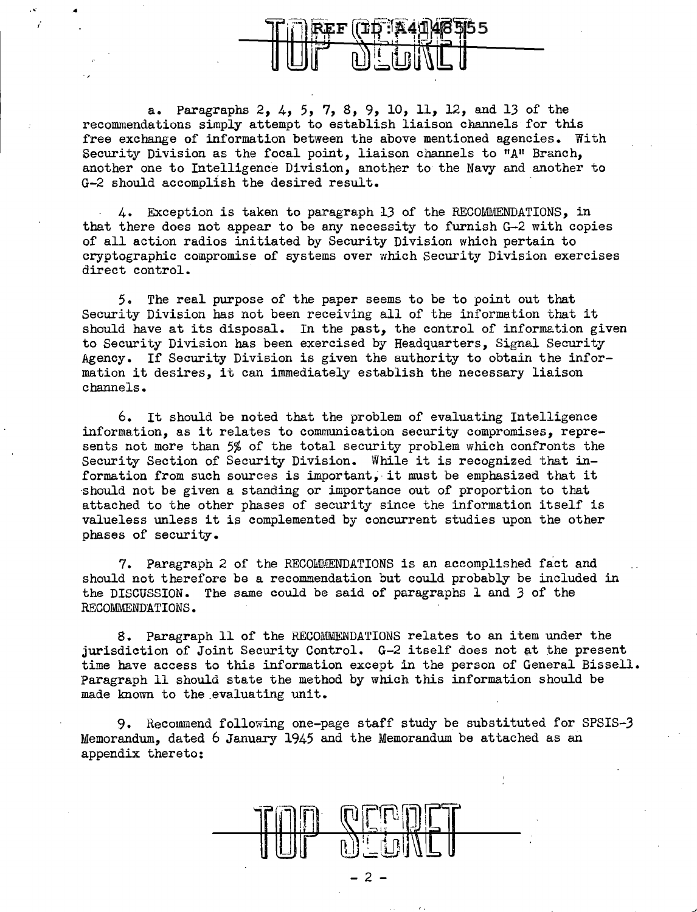a. Paragraphs 2, 4, 5, 7, 8, 9, 10, 11, 12, and 13 of the recommendations simply attempt to establish liaison channels for this free exchange of information between the above mentioned agencies. With Security Division as the focal point, liaison channels to "A" Branch, another one to Intelligence Division, another to the Navy and another to G-2 should accomplish the desired result.

4. Exception is taken to paragraph 13 of the RECOMMENDATIONS, in that there does not appear to be any necessity to furnish G-2 with copies of all action radios initiated by Security Division which pertain to cryptographic compromise of systems over which Security Division exercises direct control.

5. The real purpose of the paper seems to be to point out that Security Division has not been receiving all of the information that it should have at its disposal. In the past, the control of information given to Security Division has been exercised by Headquarters, Signal Security Agency. If Security Division is given the authority to obtain the information it desires, it can immediately establish the necessary liaison channels.

6. It should be noted that the problem of evaluating Intelligence information, as it relates to communication security compromises, represents not more than 5% of the total security problem which confronts the Security Section of Security Division. While it is recognized that information from such sources is important, it must be emphasized that it should not be given a standing or importance out of proportion to that attached to the other phases of security since the information itself is valueless unless it is complemented by concurrent studies upon the other phases of security.

7. Paragraph 2 of the RECOMMENDATIONS is an accomplished fact and should not therefore be a recommendation but could probably be included in the DISCUSSION. The same could be said of paragraphs 1 and 3 of the RECOMMENDATIONS.

8. Paragraph 11 of the RECOMMENDATIONS relates to an item under the jurisdiction of Joint Security Control. G-2 itself does not at the present time have access to this information except in the person of General Bissell. Paragraph 11 should state the method by which this information should be made known to the evaluating unit.

9. Recommend following one-page staff study be substituted for SPSIS-3 Memorandum, dated 6 January 1945 and the Memorandum be attached as an appendix thereto: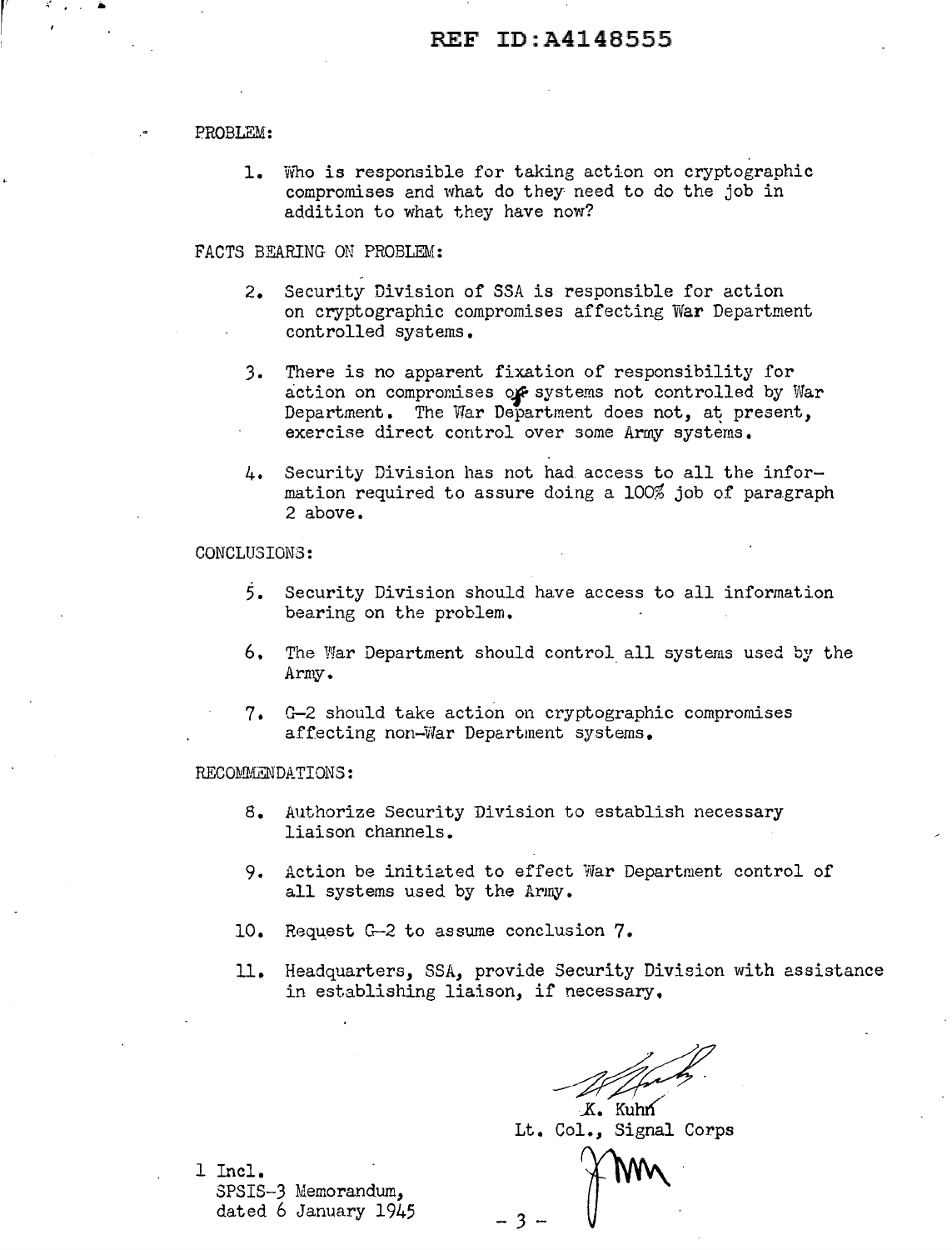PROBLEM:

1. Who is responsible for taking action on cryptographic compromises and what do they need to do the job in addition to what they have now?

FACTS BEARING ON PROBLEM:

2. Security Division of SSA is responsible for action on cryptographic compromises affecting War Department controlled systems.

3. There is no apparent fixation of responsibility for action on compromises of systems not controlled by War Department. The War Department does not, at present, exercise direct control over some Army systems.

4. Security Division has not had access to all the information required to assure doing a 100% job of paragraph 2 above.

CONCLUSIONS:

5. Security Division should have access to all information bearing on the problem.

6. The War Department should control all systems used by the Army.

7. G-2 should take action on cryptographic compromises affecting non-War Department systems.

RECOMMENDATIONS:

8. Authorize Security Division to establish necessary liaison channels.

9. Action be initiated to effect War Department control of all systems used by the Army.

10. Request G-2 to assume conclusion 7.

11. Headquarters, SSA, provide Security Division with assistance in establishing liaison, if necessary.

K. Kuhn
Lt. Col., Signal Corps

1 Incl.
SPSIS-3 Memorandum,
dated 6 January 1945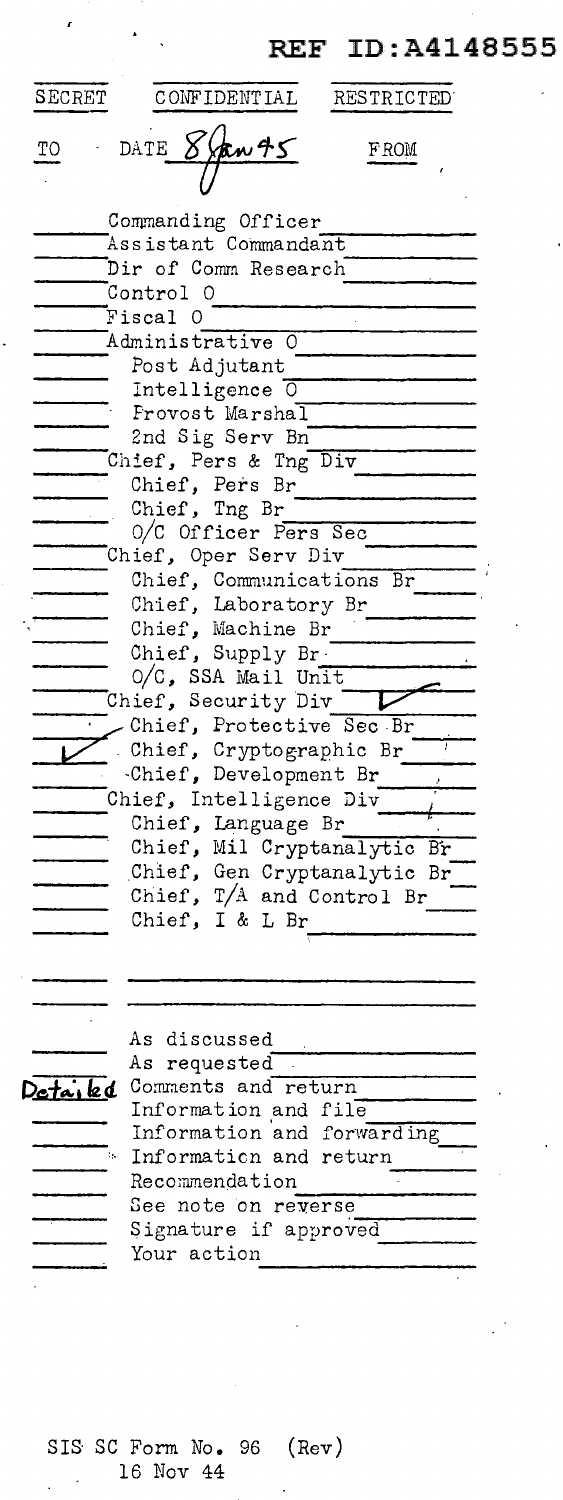REF ID:A4148555

SECRET | CONFIDENTIAL | RESTRICTED

TO | DATE 8 Jan 45 | FROM

- ____ Commanding Officer
- ____ Assistant Commandant
- ____ Dir of Comm Research
- ____ Control O
- ____ Fiscal O
- ____ Administrative O
- ____ Post Adjutant
- ____ Intelligence O
- ____ Provost Marshal
- ____ 2nd Sig Serv Bn
- ____ Chief, Pers & Tng Div
- ____ Chief, Pers Br
- ____ Chief, Tng Br
- ____ O/C Officer Pers Sec
- ____ Chief, Oper Serv Div
- ____ Chief, Communications Br
- ____ Chief, Laboratory Br
- ____ Chief, Machine Br
- ____ Chief, Supply Br
- ____ O/C, SSA Mail Unit
- ____ Chief, Security Div ✓
- ____ Chief, Protective Sec Br
- ✓ Chief, Cryptographic Br
- ____ Chief, Development Br
- ____ Chief, Intelligence Div
- ____ Chief, Language Br
- ____ Chief, Mil Cryptanalytic Br
- ____ Chief, Gen Cryptanalytic Br
- ____ Chief, T/A and Control Br
- ____ Chief, I & L Br

- ____ As discussed
- ____ As requested
- Detailed Comments and return
- ____ Information and file
- ____ Information and forwarding
- ____ Information and return
- ____ Recommendation
- ____ See note on reverse
- ____ Signature if approved
- ____ Your action

SIS SC Form No. 96 (Rev)
16 Nov 44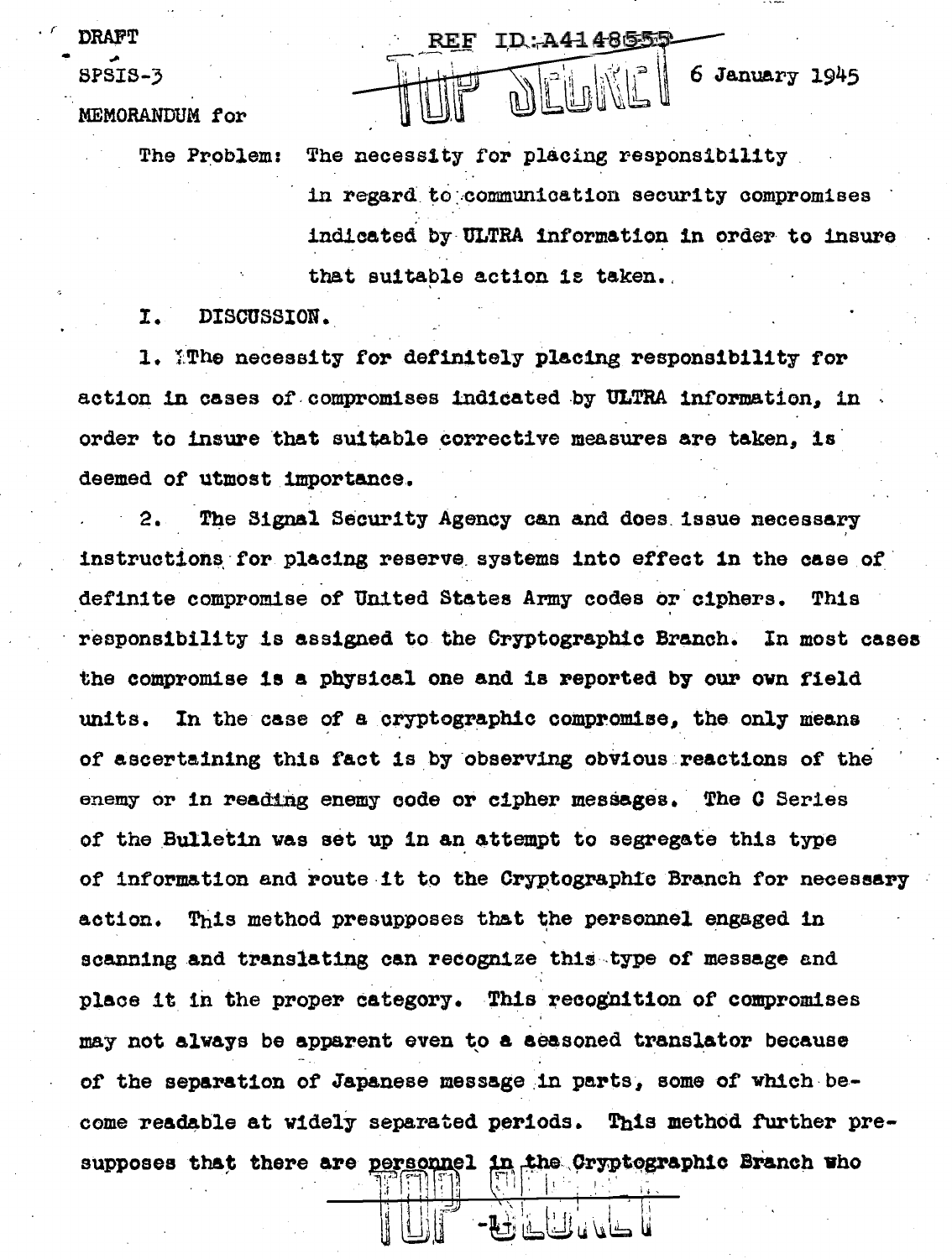DRAFT

SPSIS-3

REF ID:A4148555

TOP SECRET

6 January 1945

MEMORANDUM for

The Problem: The necessity for placing responsibility in regard to communication security compromises indicated by ULTRA information in order to insure that suitable action is taken.

I. DISCUSSION.

1. The necessity for definitely placing responsibility for action in cases of compromises indicated by ULTRA information, in order to insure that suitable corrective measures are taken, is deemed of utmost importance.

2. The Signal Security Agency can and does issue necessary instructions for placing reserve systems into effect in the case of definite compromise of United States Army codes or ciphers. This responsibility is assigned to the Cryptographic Branch. In most cases the compromise is a physical one and is reported by our own field units. In the case of a cryptographic compromise, the only means of ascertaining this fact is by observing obvious reactions of the enemy or in reading enemy code or cipher messages. The C Series of the Bulletin was set up in an attempt to segregate this type of information and route it to the Cryptographic Branch for necessary action. This method presupposes that the personnel engaged in scanning and translating can recognize this type of message and place it in the proper category. This recognition of compromises may not always be apparent even to a seasoned translator because of the separation of Japanese message in parts, some of which become readable at widely separated periods. This method further presupposes that there are personnel in the Cryptographic Branch who

TOP SECRET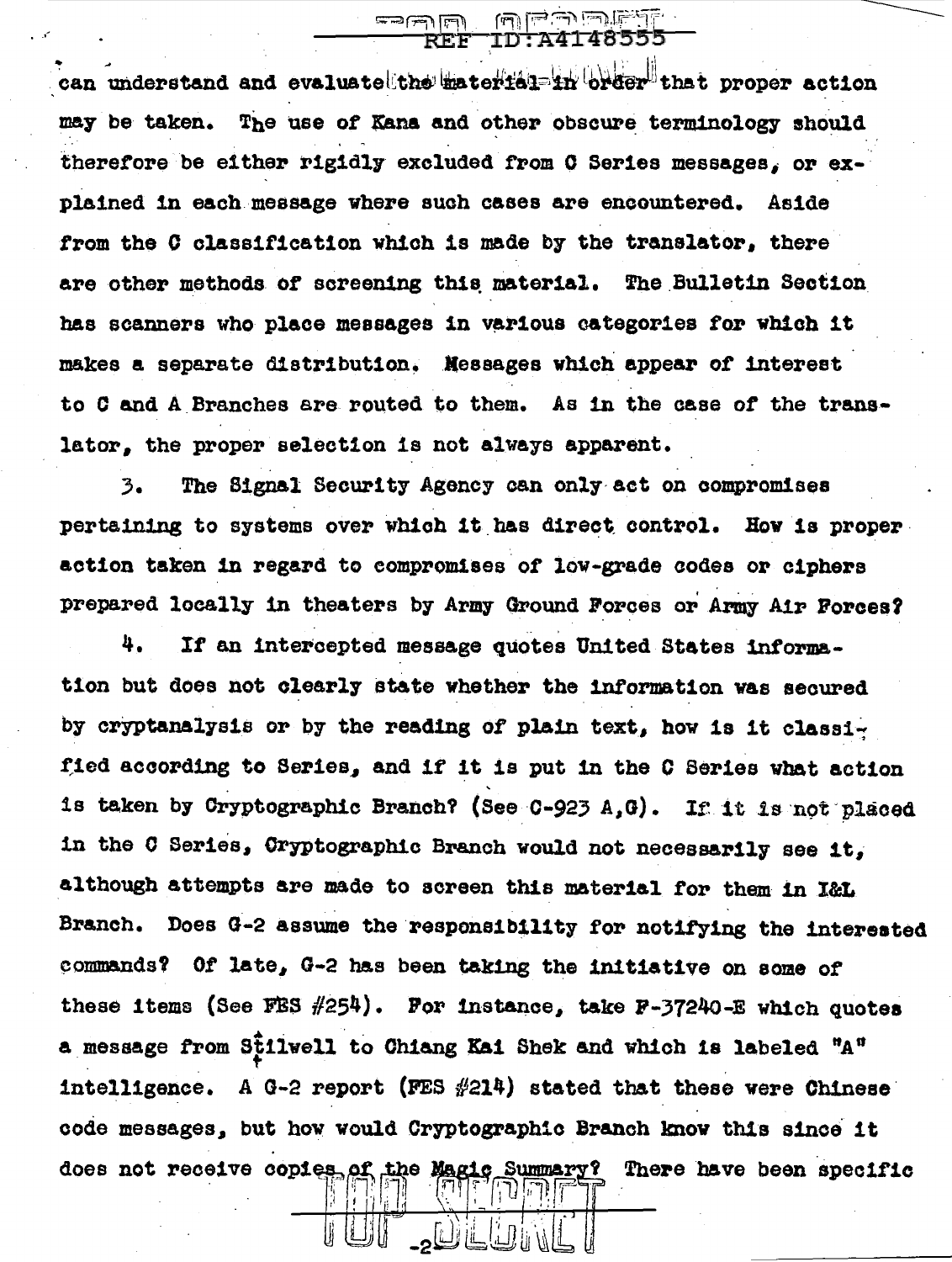can understand and evaluate the material in order that proper action may be taken. The use of Kana and other obscure terminology should therefore be either rigidly excluded from C Series messages, or explained in each message where such cases are encountered. Aside from the C classification which is made by the translator, there are other methods of screening this material. The Bulletin Section has scanners who place messages in various categories for which it makes a separate distribution. Messages which appear of interest to C and A Branches are routed to them. As in the case of the translator, the proper selection is not always apparent.

3. The Signal Security Agency can only act on compromises pertaining to systems over which it has direct control. How is proper action taken in regard to compromises of low-grade codes or ciphers prepared locally in theaters by Army Ground Forces or Army Air Forces?

4. If an intercepted message quotes United States information but does not clearly state whether the information was secured by cryptanalysis or by the reading of plain text, how is it classified according to Series, and if it is put in the C Series what action is taken by Cryptographic Branch? (See C-923 A,G). If it is not placed in the C Series, Cryptographic Branch would not necessarily see it, although attempts are made to screen this material for them in I&L Branch. Does G-2 assume the responsibility for notifying the interested commands? Of late, G-2 has been taking the initiative on some of these items (See FES #254). For instance, take F-37240-E which quotes a message from Stilwell to Chiang Kai Shek and which is labeled "A" intelligence. A G-2 report (FES #214) stated that these were Chinese code messages, but how would Cryptographic Branch know this since it does not receive copies of the Magic Summary? There have been specific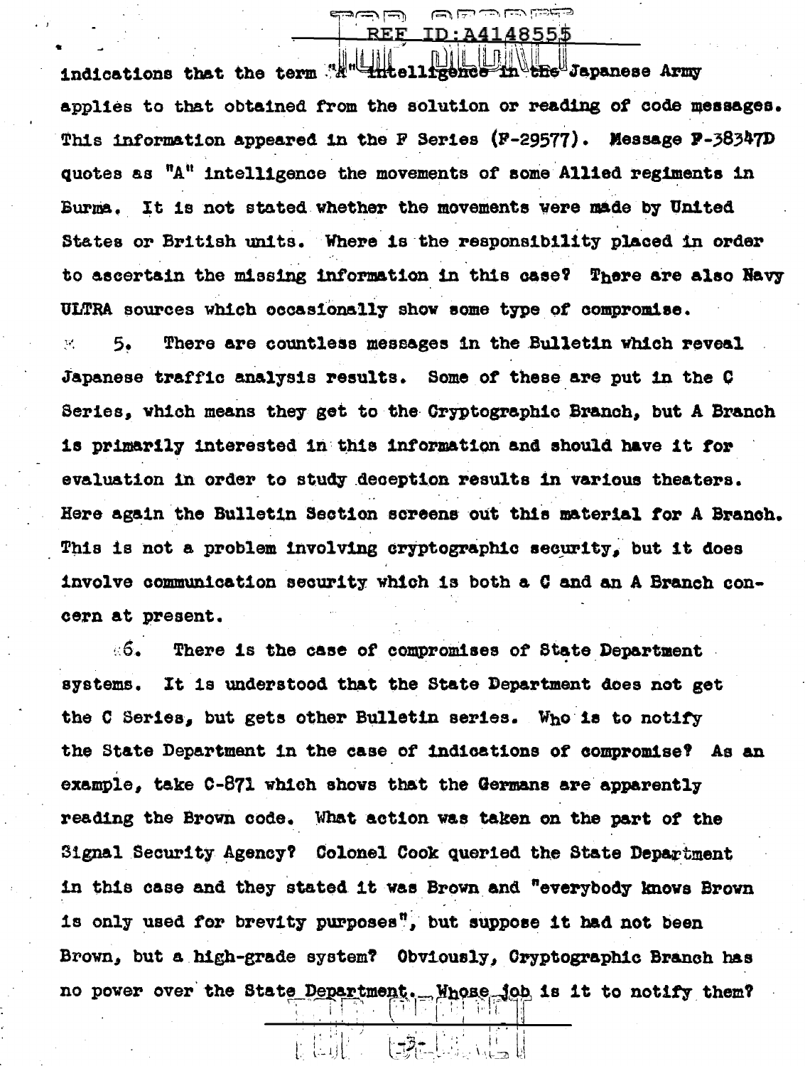indications that the term "A" intelligence in the Japanese Army applies to that obtained from the solution or reading of code messages. This information appeared in the F Series (F-29577). Message F-38347D quotes as "A" intelligence the movements of some Allied regiments in Burma. It is not stated whether the movements were made by United States or British units. Where is the responsibility placed in order to ascertain the missing information in this case? There are also Navy ULTRA sources which occasionally show some type of compromise.

5. There are countless messages in the Bulletin which reveal Japanese traffic analysis results. Some of these are put in the C Series, which means they get to the Cryptographic Branch, but A Branch is primarily interested in this information and should have it for evaluation in order to study deception results in various theaters. Here again the Bulletin Section screens out this material for A Branch. This is not a problem involving cryptographic security, but it does involve communication security which is both a C and an A Branch concern at present.

6. There is the case of compromises of State Department systems. It is understood that the State Department does not get the C Series, but gets other Bulletin series. Who is to notify the State Department in the case of indications of compromise? As an example, take C-871 which shows that the Germans are apparently reading the Brown code. What action was taken on the part of the Signal Security Agency? Colonel Cook queried the State Department in this case and they stated it was Brown and "everybody knows Brown is only used for brevity purposes", but suppose it had not been Brown, but a high-grade system? Obviously, Cryptographic Branch has no power over the State Department. Whose job is it to notify them?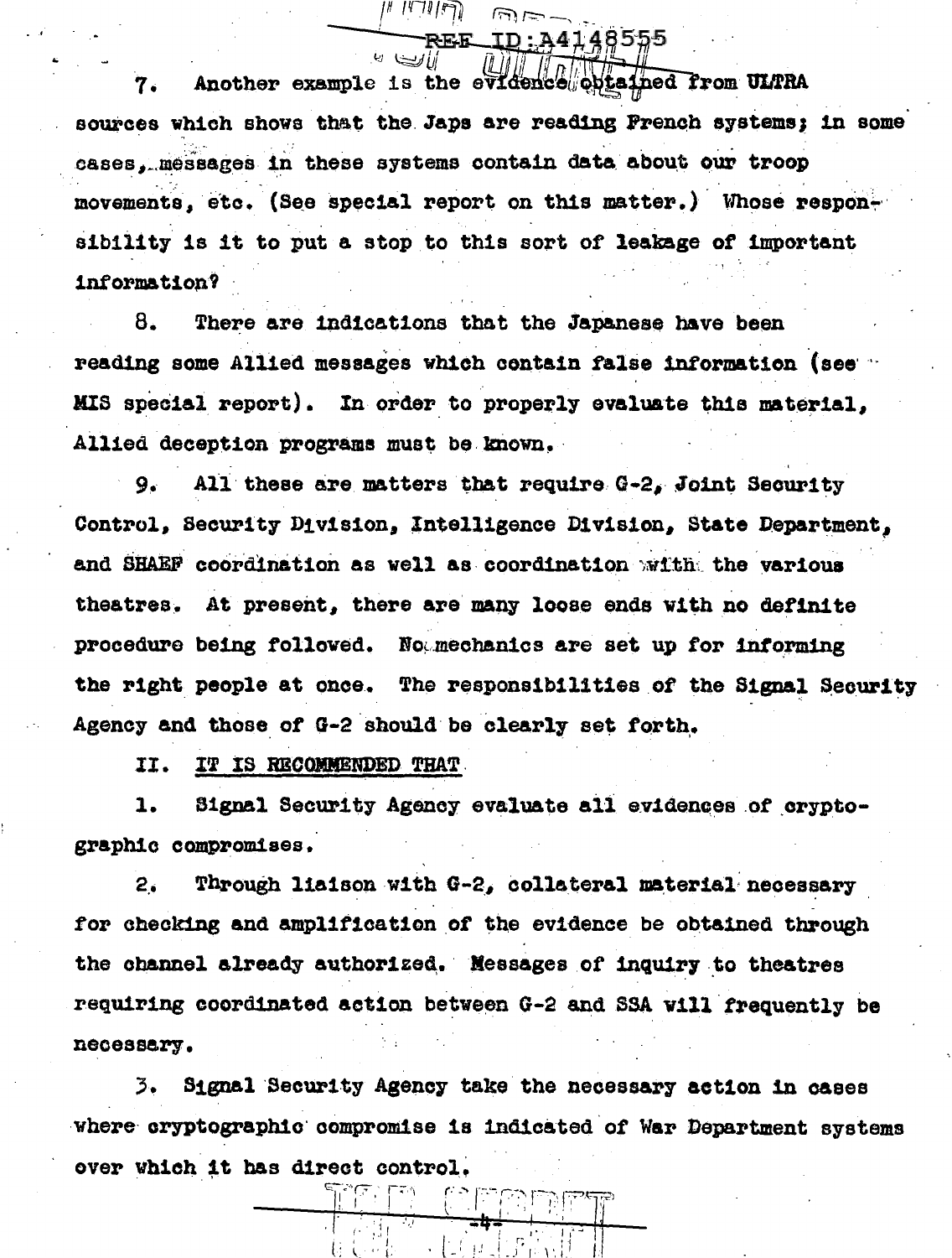7. Another example is the evidence obtained from ULTRA sources which shows that the Japs are reading French systems; in some cases, messages in these systems contain data about our troop movements, etc. (See special report on this matter.) Whose responsibility is it to put a stop to this sort of leakage of important information?

8. There are indications that the Japanese have been reading some Allied messages which contain false information (see MIS special report). In order to properly evaluate this material, Allied deception programs must be known.

9. All these are matters that require G-2, Joint Security Control, Security Division, Intelligence Division, State Department, and SHAEF coordination as well as coordination with the various theatres. At present, there are many loose ends with no definite procedure being followed. No mechanics are set up for informing the right people at once. The responsibilities of the Signal Security Agency and those of G-2 should be clearly set forth.

II. IT IS RECOMMENDED THAT

1. Signal Security Agency evaluate all evidences of cryptographic compromises.

2. Through liaison with G-2, collateral material necessary for checking and amplification of the evidence be obtained through the channel already authorized. Messages of inquiry to theatres requiring coordinated action between G-2 and SSA will frequently be necessary.

3. Signal Security Agency take the necessary action in cases where cryptographic compromise is indicated of War Department systems over which it has direct control.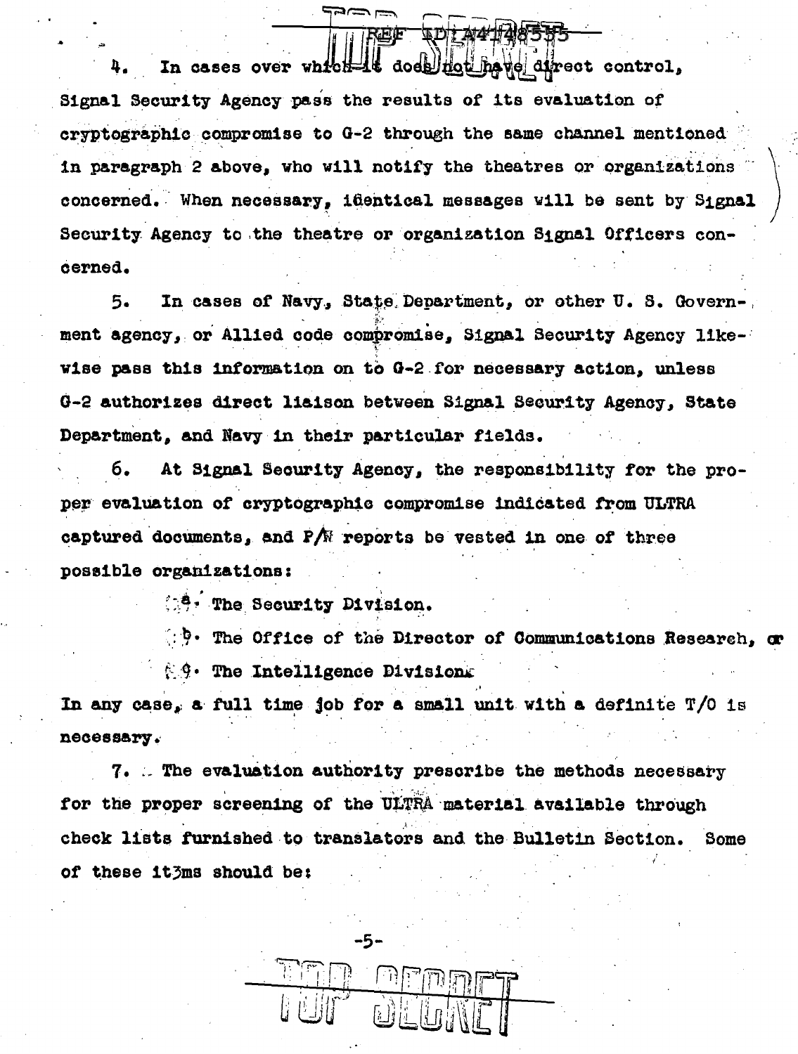4. In cases over which it does not have direct control, Signal Security Agency pass the results of its evaluation of cryptographic compromise to G-2 through the same channel mentioned in paragraph 2 above, who will notify the theatres or organizations concerned. When necessary, identical messages will be sent by Signal Security Agency to the theatre or organization Signal Officers concerned.

5. In cases of Navy, State Department, or other U. S. Government agency, or Allied code compromise, Signal Security Agency likewise pass this information on to G-2 for necessary action, unless G-2 authorizes direct liaison between Signal Security Agency, State Department, and Navy in their particular fields.

6. At Signal Security Agency, the responsibility for the proper evaluation of cryptographic compromise indicated from ULTRA captured documents, and P/W reports be vested in one of three possible organizations:

a. The Security Division.

b. The Office of the Director of Communications Research, or

c. The Intelligence Division.

In any case, a full time job for a small unit with a definite T/O is necessary.

7. The evaluation authority prescribe the methods necessary for the proper screening of the ULTRA material available through check lists furnished to translators and the Bulletin Section. Some of these it3ms should be: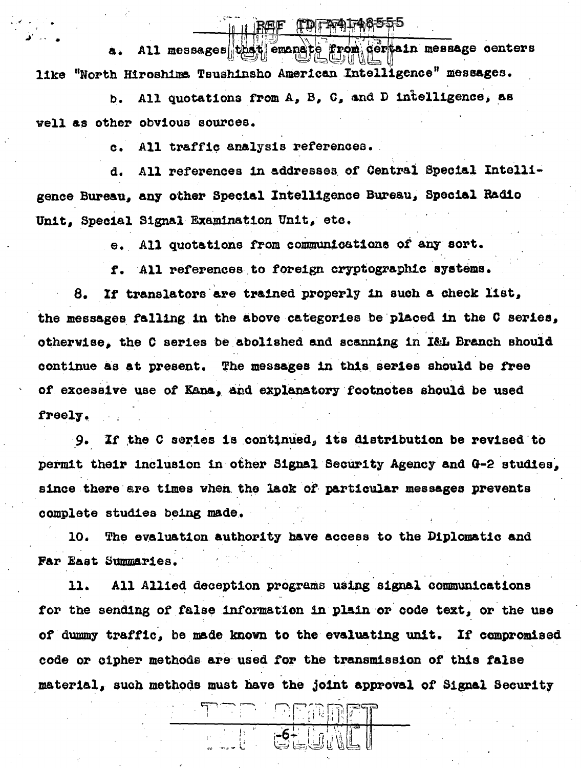a. All messages that emanate from certain message centers like "North Hiroshima Tsushinsho American Intelligence" messages.

b. All quotations from A, B, C, and D intelligence, as well as other obvious sources.

c. All traffic analysis references.

d. All references in addresses of Central Special Intelligence Bureau, any other Special Intelligence Bureau, Special Radio Unit, Special Signal Examination Unit, etc.

e. All quotations from communications of any sort.

f. All references to foreign cryptographic systems.

8. If translators are trained properly in such a check list, the messages falling in the above categories be placed in the C series, otherwise, the C series be abolished and scanning in I&L Branch should continue as at present. The messages in this series should be free of excessive use of Kana, and explanatory footnotes should be used freely.

9. If the C series is continued, its distribution be revised to permit their inclusion in other Signal Security Agency and G-2 studies, since there are times when the lack of particular messages prevents complete studies being made.

10. The evaluation authority have access to the Diplomatic and Far East Summaries.

11. All Allied deception programs using signal communications for the sending of false information in plain or code text, or the use of dummy traffic, be made known to the evaluating unit. If compromised code or cipher methods are used for the transmission of this false material, such methods must have the joint approval of Signal Security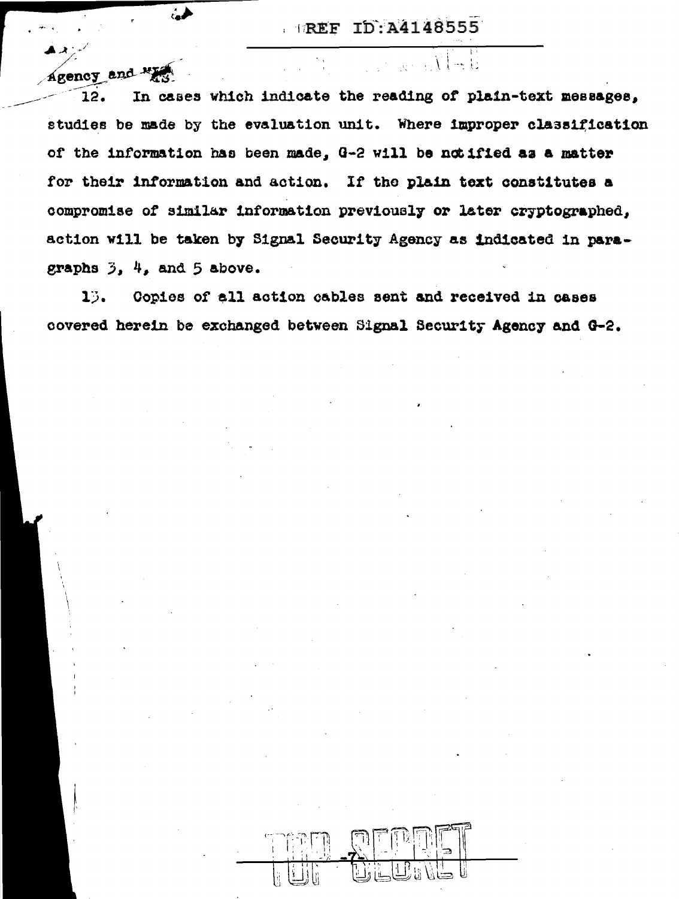Agency and MIS.

12. In cases which indicate the reading of plain-text messages, studies be made by the evaluation unit. Where improper classification of the information has been made, G-2 will be notified as a matter for their information and action. If the plain text constitutes a compromise of similar information previously or later cryptographed, action will be taken by Signal Security Agency as indicated in paragraphs 3, 4, and 5 above.

13. Copies of all action cables sent and received in cases covered herein be exchanged between Signal Security Agency and G-2.

TOP SECRET